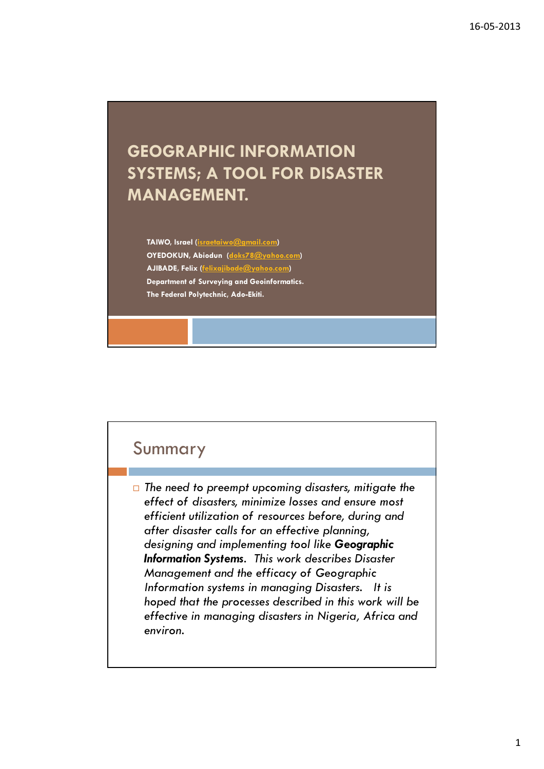# GEOGRAPHIC INFORMATION SYSTEMS; A TOOL FOR DISASTER MANAGEMENT.

**TAIWO, Israel (israetaiwo@gmail.com)**
**OYEDOKUN, Abiodun (doks78@yahoo.com)**
**AJIBADE, Felix (felixajibade@yahoo.com)**
**Department of Surveying and Geoinformatics.**
**The Federal Polytechnic, Ado-Ekiti.**

## Summary

- *The need to preempt upcoming disasters, mitigate the effect of disasters, minimize losses and ensure most efficient utilization of resources before, during and after disaster calls for an effective planning, designing and implementing tool like* ***Geographic Information Systems****. This work describes Disaster Management and the efficacy of Geographic Information systems in managing Disasters. It is hoped that the processes described in this work will be effective in managing disasters in Nigeria, Africa and environ.*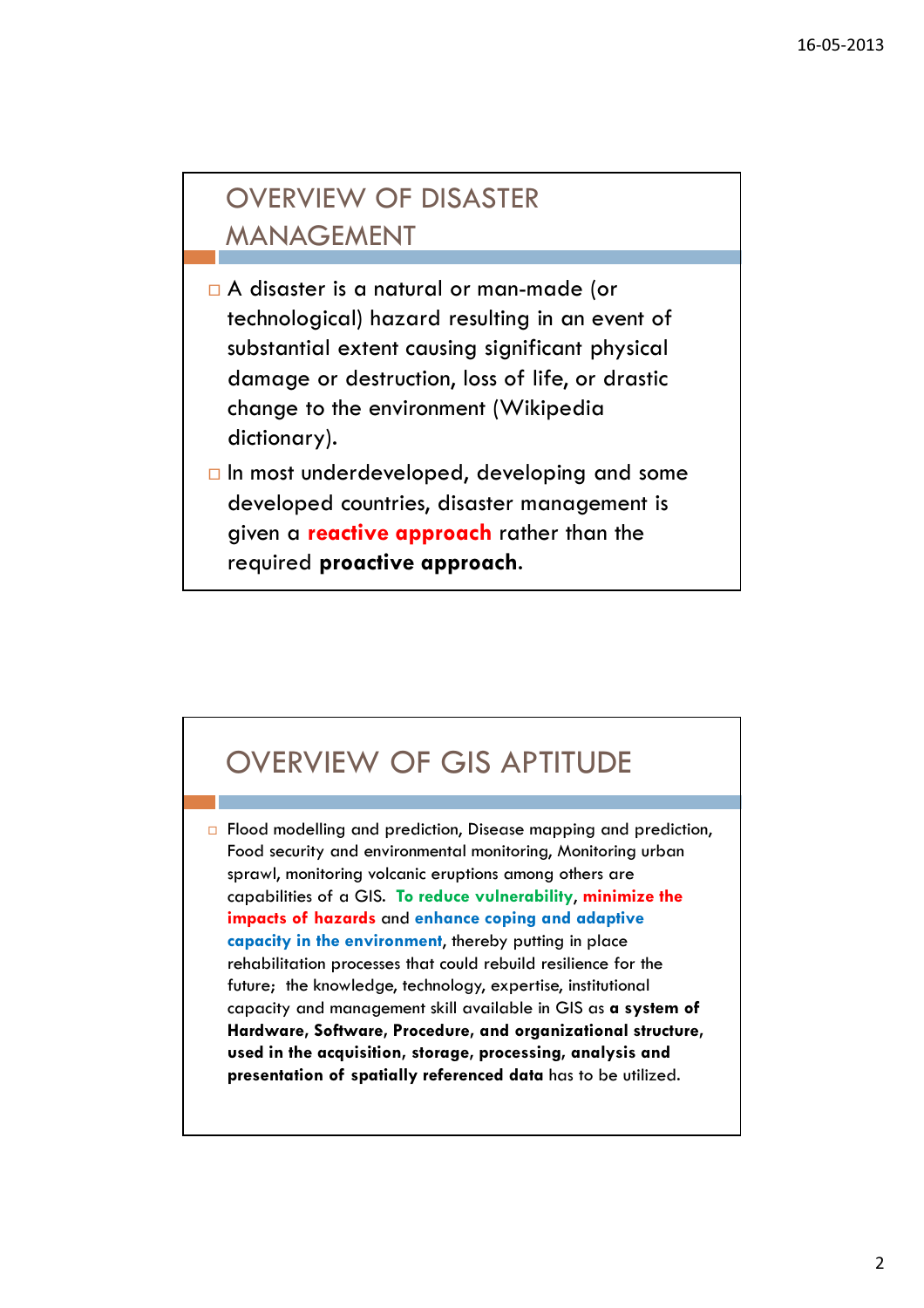## OVERVIEW OF DISASTER MANAGEMENT

- A disaster is a natural or man-made (or technological) hazard resulting in an event of substantial extent causing significant physical damage or destruction, loss of life, or drastic change to the environment (Wikipedia dictionary).
- In most underdeveloped, developing and some developed countries, disaster management is given a **reactive approach** rather than the required **proactive approach**.

## OVERVIEW OF GIS APTITUDE

- Flood modelling and prediction, Disease mapping and prediction, Food security and environmental monitoring, Monitoring urban sprawl, monitoring volcanic eruptions among others are capabilities of a GIS. **To reduce vulnerability**, **minimize the impacts of hazards** and **enhance coping and adaptive capacity in the environment**, thereby putting in place rehabilitation processes that could rebuild resilience for the future; the knowledge, technology, expertise, institutional capacity and management skill available in GIS as **a system of Hardware, Software, Procedure, and organizational structure, used in the acquisition, storage, processing, analysis and presentation of spatially referenced data** has to be utilized.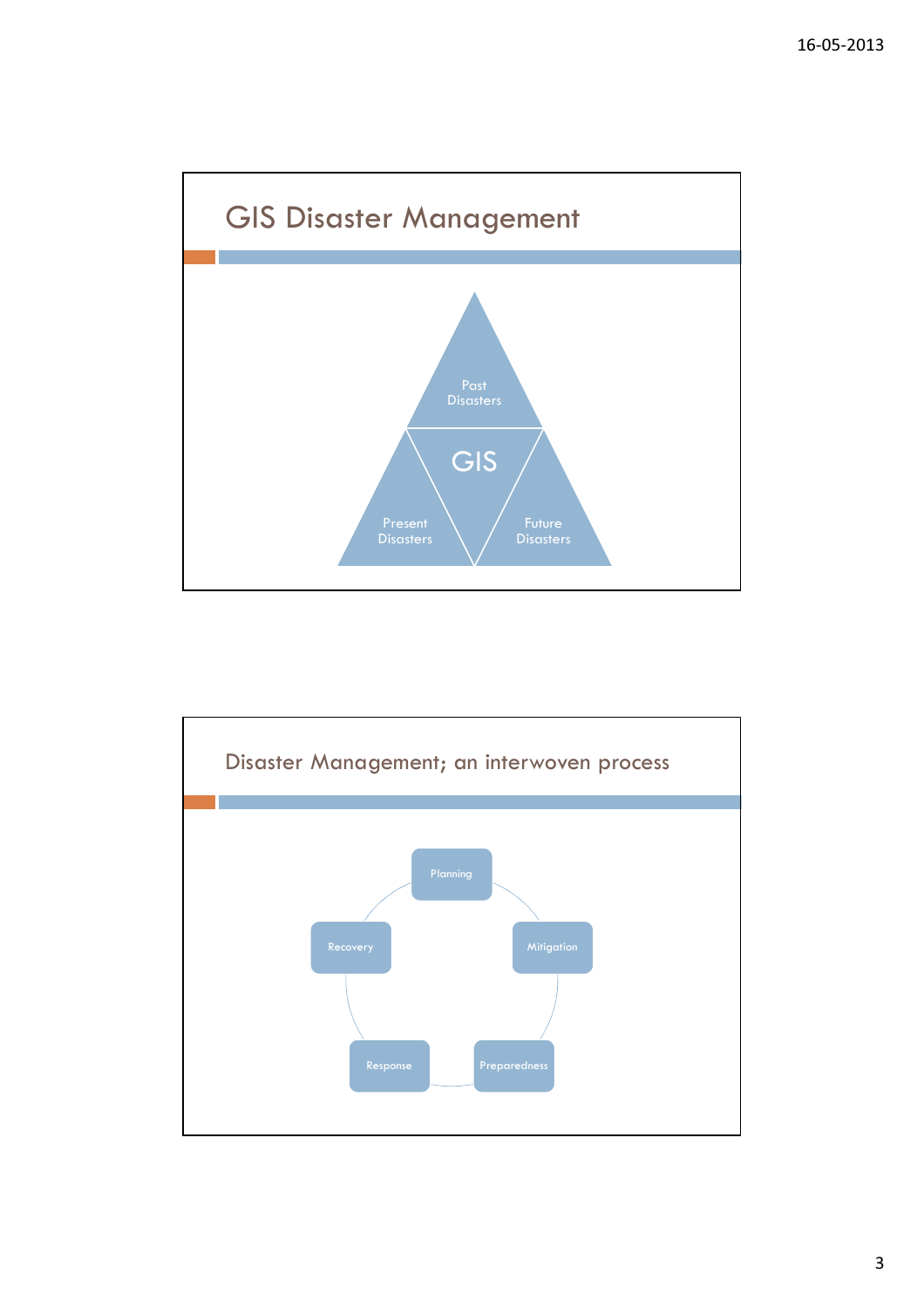## GIS Disaster Management

Past Disasters

GIS

Present Disasters

Future Disasters

## Disaster Management; an interwoven process

- Planning
- Mitigation
- Preparedness
- Response
- Recovery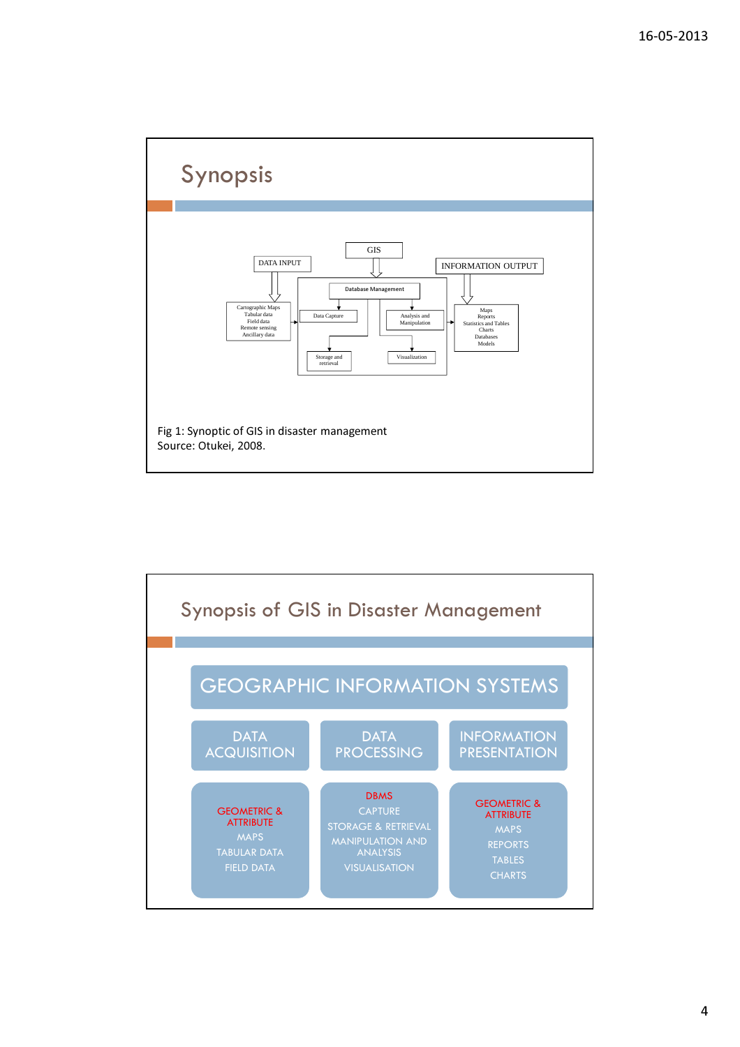# Synopsis

GIS

DATA INPUT

INFORMATION OUTPUT

Cartographic Maps
Tabular data
Field data
Remote sensing
Ancillary data

Database Management

Data Capture

Analysis and Manipulation

Storage and retrieval

Visualization

Maps
Reports
Statistics and Tables
Charts
Databases
Models

Fig 1: Synoptic of GIS in disaster management
Source: Otukei, 2008.

# Synopsis of GIS in Disaster Management

**GEOGRAPHIC INFORMATION SYSTEMS**

| DATA ACQUISITION | DATA PROCESSING | INFORMATION PRESENTATION |
|---|---|---|
| GEOMETRIC & ATTRIBUTE | DBMS | GEOMETRIC & ATTRIBUTE |
| MAPS | CAPTURE | MAPS |
| TABULAR DATA | STORAGE & RETRIEVAL | REPORTS |
| FIELD DATA | MANIPULATION AND ANALYSIS | TABLES |
| | VISUALISATION | CHARTS |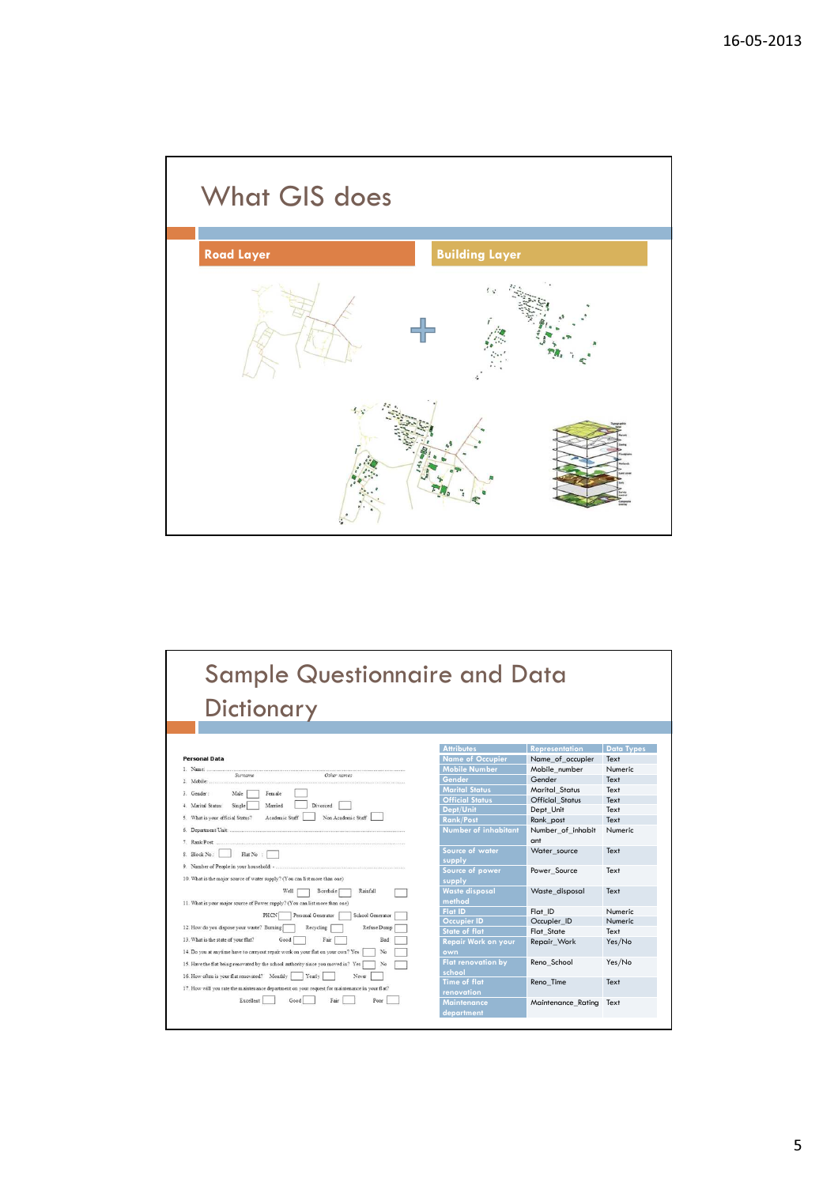## What GIS does

Road Layer

Building Layer

## Sample Questionnaire and Data Dictionary

**Personal Data**

1. Name: ........................................................ Surname ........................ Other names
2. Mobile: ........................................................
3. Gender: Male ☐ Female ☐
4. Marital Status: Single ☐ Married ☐ Divorced ☐
5. What is your official Status? Academic Staff ☐ Non Academic Staff ☐
6. Department/Unit: ........................................................
7. Rank/Post: ........................................................
8. Block No.: ☐ Flat No.: ☐
9. Number of People in your household: ........................................................
10. What is the major source of water supply? (You can list more than one) Well ☐ Borehole ☐ Rainfall ☐
11. What is your major source of Power supply? (You can list more than one) PHCN ☐ Personal Generator ☐ School Generator ☐
12. How do you dispose your waste? Burning ☐ Recycling ☐ Refuse Dump ☐
13. What is the state of your flat? Good ☐ Fair ☐ Bad ☐
14. Do you at anytime have to carryout repair work on your flat on your own? Yes ☐ No ☐
15. Have the flat being renovated by the school authority since you moved in? Yes ☐ No ☐
16. How often is your flat renovated? Monthly ☐ Yearly ☐ Never ☐
17. How will you rate the maintenance department on your request for maintenance in your flat? Excellent ☐ Good ☐ Fair ☐ Poor ☐

| Attributes | Representation | Data Types |
|---|---|---|
| Name of Occupier | Name_of_occupier | Text |
| Mobile Number | Mobile_number | Numeric |
| Gender | Gender | Text |
| Marital Status | Marital_Status | Text |
| Official Status | Official_Status | Text |
| Dept/Unit | Dept_Unit | Text |
| Rank/Post | Rank_post | Text |
| Number of inhabitant | Number_of_inhabitant | Numeric |
| Source of water supply | Water_source | Text |
| Source of power supply | Power_Source | Text |
| Waste disposal method | Waste_disposal | Text |
| Flat ID | Flat_ID | Numeric |
| Occupier ID | Occupier_ID | Numeric |
| State of flat | Flat_State | Text |
| Repair Work on your own | Repair_Work | Yes/No |
| Flat renovation by school | Reno_School | Yes/No |
| Time of flat renovation | Reno_Time | Text |
| Maintenance department | Maintenance_Rating | Text |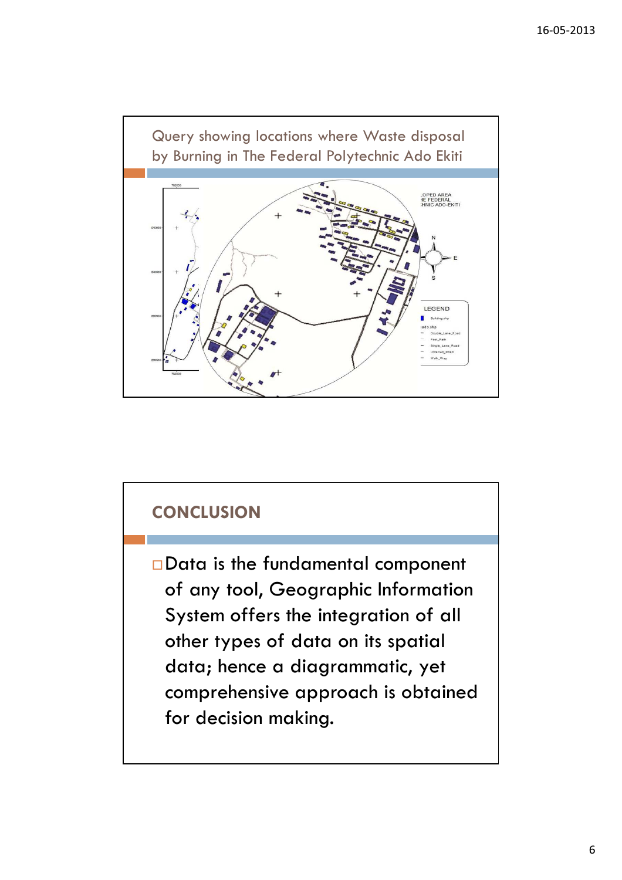Query showing locations where Waste disposal by Burning in The Federal Polytechnic Ado Ekiti

## CONCLUSION

- Data is the fundamental component of any tool, Geographic Information System offers the integration of all other types of data on its spatial data; hence a diagrammatic, yet comprehensive approach is obtained for decision making.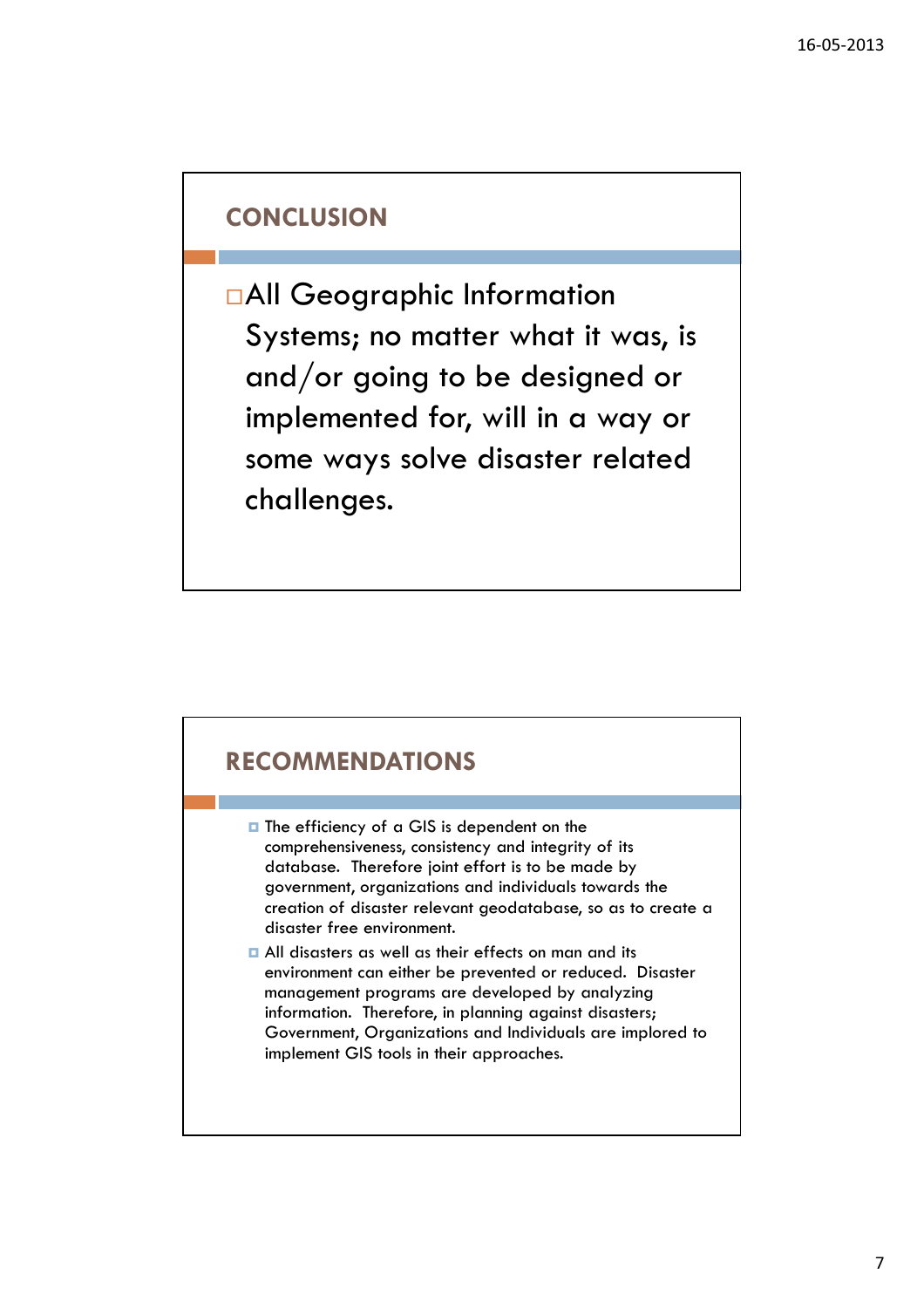## CONCLUSION

- All Geographic Information Systems; no matter what it was, is and/or going to be designed or implemented for, will in a way or some ways solve disaster related challenges.

## RECOMMENDATIONS

- The efficiency of a GIS is dependent on the comprehensiveness, consistency and integrity of its database. Therefore joint effort is to be made by government, organizations and individuals towards the creation of disaster relevant geodatabase, so as to create a disaster free environment.
- All disasters as well as their effects on man and its environment can either be prevented or reduced. Disaster management programs are developed by analyzing information. Therefore, in planning against disasters; Government, Organizations and Individuals are implored to implement GIS tools in their approaches.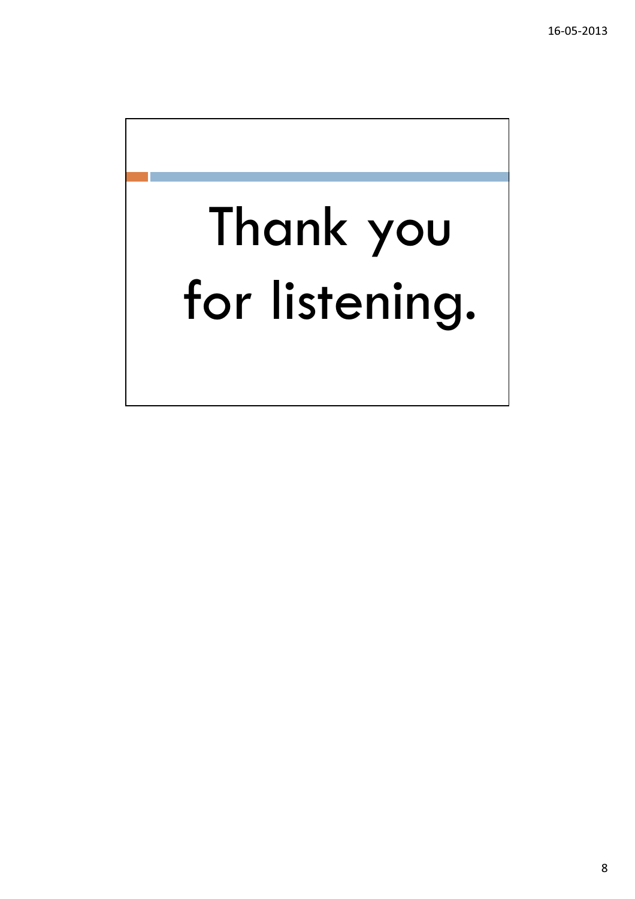# Thank you for listening.